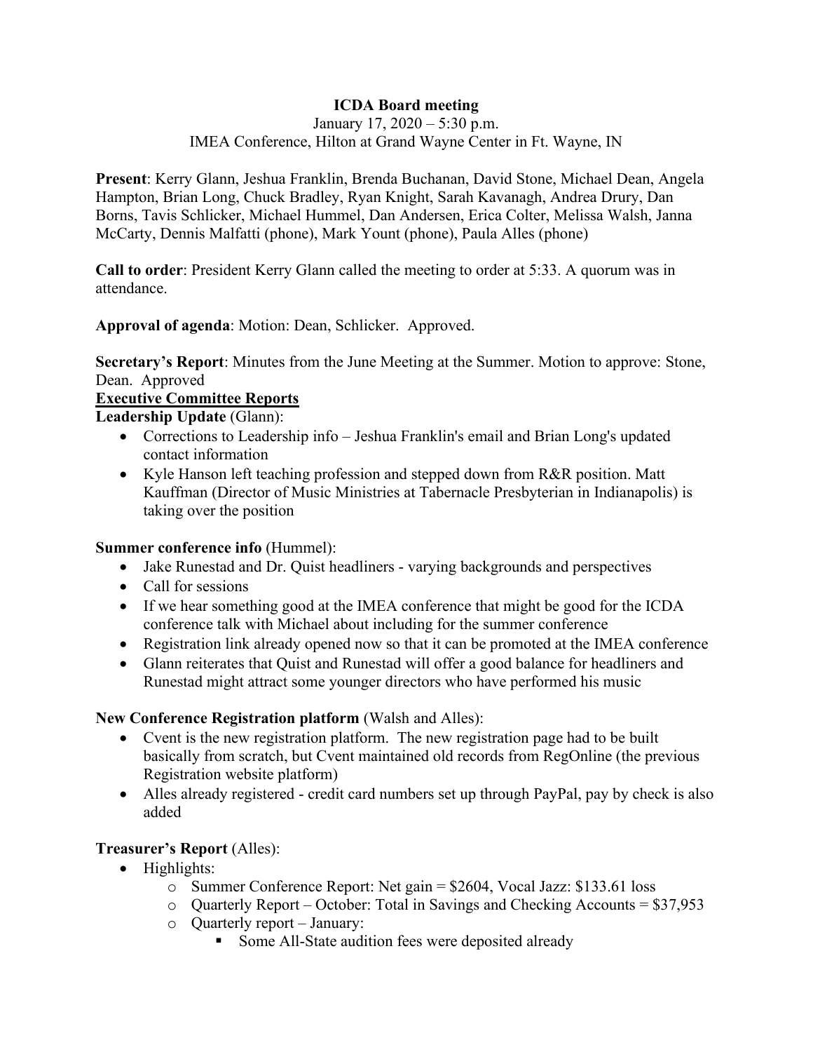**ICDA Board meeting**

January 17, 2020 – 5:30 p.m.

IMEA Conference, Hilton at Grand Wayne Center in Ft. Wayne, IN

**Present**: Kerry Glann, Jeshua Franklin, Brenda Buchanan, David Stone, Michael Dean, Angela Hampton, Brian Long, Chuck Bradley, Ryan Knight, Sarah Kavanagh, Andrea Drury, Dan Borns, Tavis Schlicker, Michael Hummel, Dan Andersen, Erica Colter, Melissa Walsh, Janna McCarty, Dennis Malfatti (phone), Mark Yount (phone), Paula Alles (phone)

**Call to order**: President Kerry Glann called the meeting to order at 5:33. A quorum was in attendance.

**Approval of agenda**: Motion: Dean, Schlicker. Approved.

**Secretary's Report**: Minutes from the June Meeting at the Summer. Motion to approve: Stone, Dean. Approved

**Executive Committee Reports**

**Leadership Update** (Glann):

- Corrections to Leadership info – Jeshua Franklin's email and Brian Long's updated contact information
- Kyle Hanson left teaching profession and stepped down from R&R position. Matt Kauffman (Director of Music Ministries at Tabernacle Presbyterian in Indianapolis) is taking over the position

**Summer conference info** (Hummel):

- Jake Runestad and Dr. Quist headliners - varying backgrounds and perspectives
- Call for sessions
- If we hear something good at the IMEA conference that might be good for the ICDA conference talk with Michael about including for the summer conference
- Registration link already opened now so that it can be promoted at the IMEA conference
- Glann reiterates that Quist and Runestad will offer a good balance for headliners and Runestad might attract some younger directors who have performed his music

**New Conference Registration platform** (Walsh and Alles):

- Cvent is the new registration platform. The new registration page had to be built basically from scratch, but Cvent maintained old records from RegOnline (the previous Registration website platform)
- Alles already registered - credit card numbers set up through PayPal, pay by check is also added

**Treasurer's Report** (Alles):

- Highlights:
  - Summer Conference Report: Net gain = $2604, Vocal Jazz: $133.61 loss
  - Quarterly Report – October: Total in Savings and Checking Accounts = $37,953
  - Quarterly report – January:
    - Some All-State audition fees were deposited already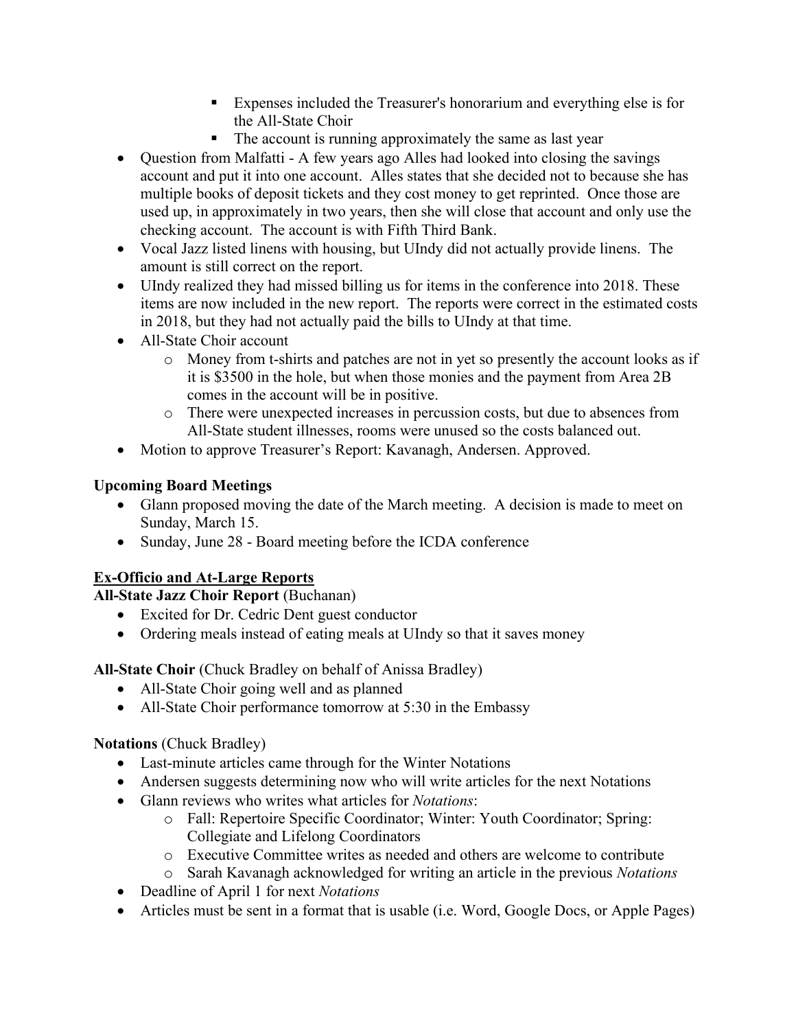- Expenses included the Treasurer's honorarium and everything else is for the All-State Choir
        - The account is running approximately the same as last year
- Question from Malfatti - A few years ago Alles had looked into closing the savings account and put it into one account. Alles states that she decided not to because she has multiple books of deposit tickets and they cost money to get reprinted. Once those are used up, in approximately in two years, then she will close that account and only use the checking account. The account is with Fifth Third Bank.
- Vocal Jazz listed linens with housing, but UIndy did not actually provide linens. The amount is still correct on the report.
- UIndy realized they had missed billing us for items in the conference into 2018. These items are now included in the new report. The reports were correct in the estimated costs in 2018, but they had not actually paid the bills to UIndy at that time.
- All-State Choir account
    - Money from t-shirts and patches are not in yet so presently the account looks as if it is $3500 in the hole, but when those monies and the payment from Area 2B comes in the account will be in positive.
    - There were unexpected increases in percussion costs, but due to absences from All-State student illnesses, rooms were unused so the costs balanced out.
- Motion to approve Treasurer's Report: Kavanagh, Andersen. Approved.

**Upcoming Board Meetings**

- Glann proposed moving the date of the March meeting. A decision is made to meet on Sunday, March 15.
- Sunday, June 28 - Board meeting before the ICDA conference

**<u>Ex-Officio and At-Large Reports</u>**

**All-State Jazz Choir Report** (Buchanan)

- Excited for Dr. Cedric Dent guest conductor
- Ordering meals instead of eating meals at UIndy so that it saves money

**All-State Choir** (Chuck Bradley on behalf of Anissa Bradley)

- All-State Choir going well and as planned
- All-State Choir performance tomorrow at 5:30 in the Embassy

**Notations** (Chuck Bradley)

- Last-minute articles came through for the Winter Notations
- Andersen suggests determining now who will write articles for the next Notations
- Glann reviews who writes what articles for *Notations*:
    - Fall: Repertoire Specific Coordinator; Winter: Youth Coordinator; Spring: Collegiate and Lifelong Coordinators
    - Executive Committee writes as needed and others are welcome to contribute
    - Sarah Kavanagh acknowledged for writing an article in the previous *Notations*
- Deadline of April 1 for next *Notations*
- Articles must be sent in a format that is usable (i.e. Word, Google Docs, or Apple Pages)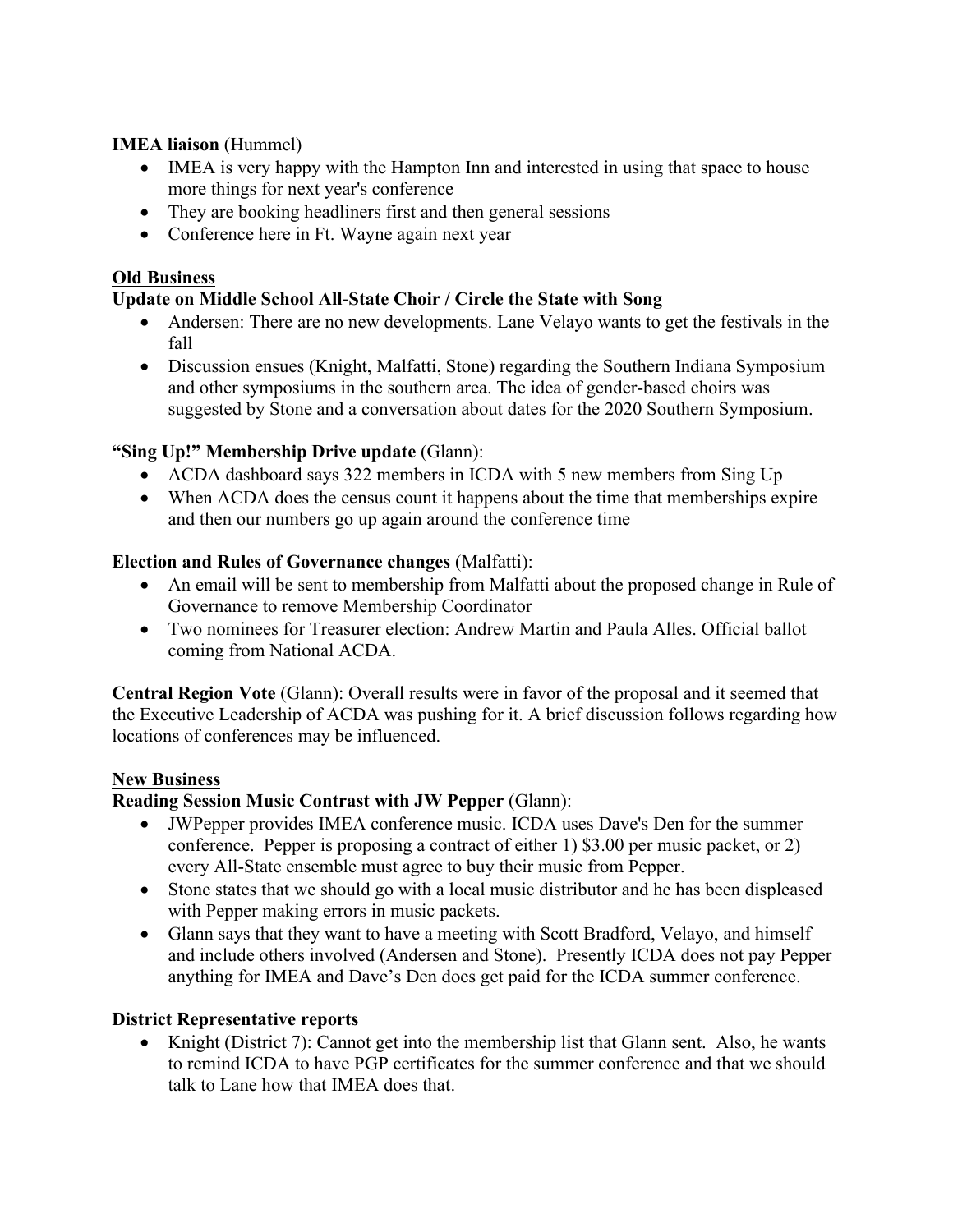**IMEA liaison** (Hummel)

- IMEA is very happy with the Hampton Inn and interested in using that space to house more things for next year's conference
- They are booking headliners first and then general sessions
- Conference here in Ft. Wayne again next year

**Old Business**

**Update on Middle School All-State Choir / Circle the State with Song**

- Andersen: There are no new developments. Lane Velayo wants to get the festivals in the fall
- Discussion ensues (Knight, Malfatti, Stone) regarding the Southern Indiana Symposium and other symposiums in the southern area. The idea of gender-based choirs was suggested by Stone and a conversation about dates for the 2020 Southern Symposium.

**"Sing Up!" Membership Drive update** (Glann):

- ACDA dashboard says 322 members in ICDA with 5 new members from Sing Up
- When ACDA does the census count it happens about the time that memberships expire and then our numbers go up again around the conference time

**Election and Rules of Governance changes** (Malfatti):

- An email will be sent to membership from Malfatti about the proposed change in Rule of Governance to remove Membership Coordinator
- Two nominees for Treasurer election: Andrew Martin and Paula Alles. Official ballot coming from National ACDA.

**Central Region Vote** (Glann): Overall results were in favor of the proposal and it seemed that the Executive Leadership of ACDA was pushing for it. A brief discussion follows regarding how locations of conferences may be influenced.

**New Business**

**Reading Session Music Contrast with JW Pepper** (Glann):

- JWPepper provides IMEA conference music. ICDA uses Dave's Den for the summer conference. Pepper is proposing a contract of either 1) $3.00 per music packet, or 2) every All-State ensemble must agree to buy their music from Pepper.
- Stone states that we should go with a local music distributor and he has been displeased with Pepper making errors in music packets.
- Glann says that they want to have a meeting with Scott Bradford, Velayo, and himself and include others involved (Andersen and Stone). Presently ICDA does not pay Pepper anything for IMEA and Dave's Den does get paid for the ICDA summer conference.

**District Representative reports**

- Knight (District 7): Cannot get into the membership list that Glann sent. Also, he wants to remind ICDA to have PGP certificates for the summer conference and that we should talk to Lane how that IMEA does that.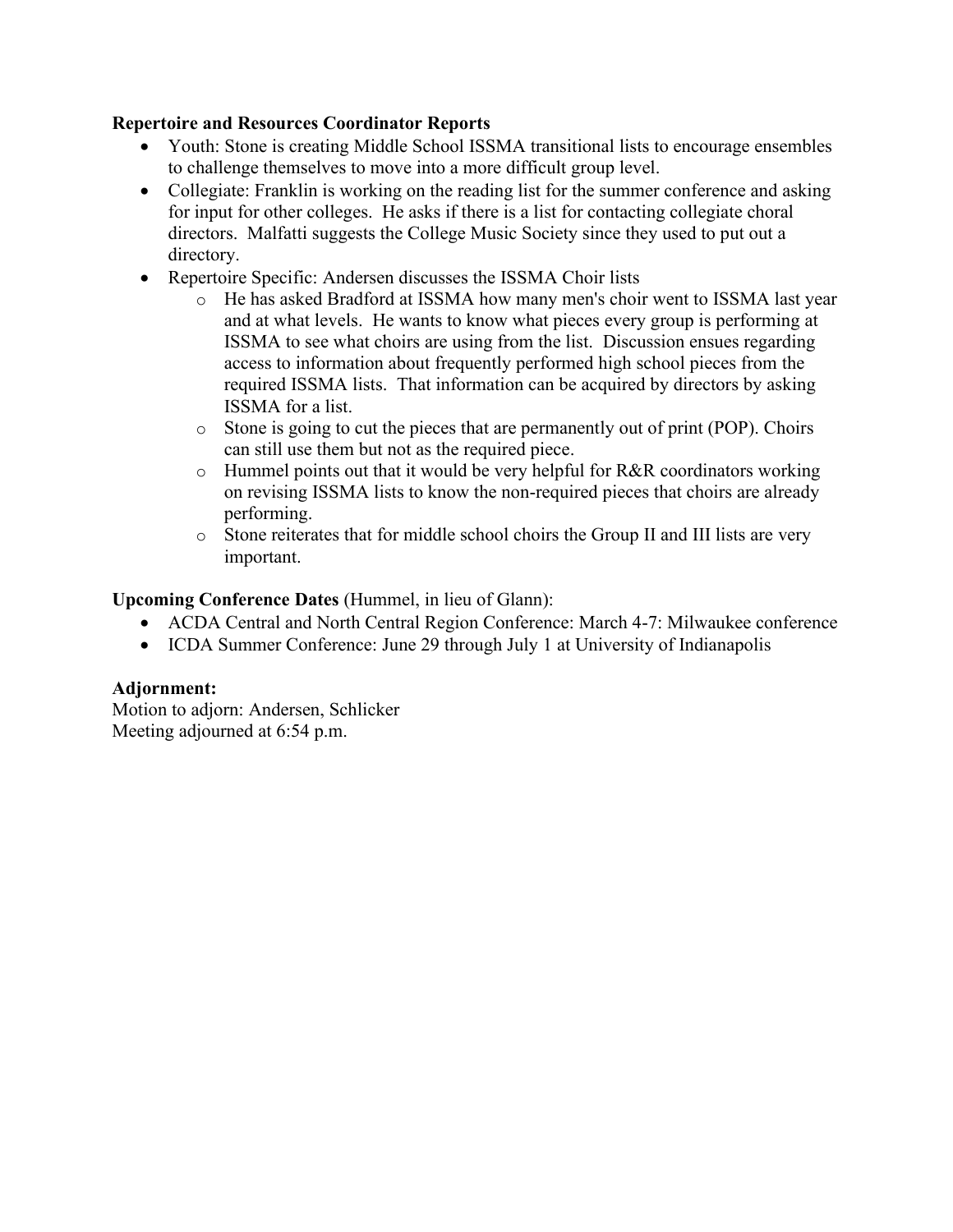**Repertoire and Resources Coordinator Reports**

- Youth: Stone is creating Middle School ISSMA transitional lists to encourage ensembles to challenge themselves to move into a more difficult group level.
- Collegiate: Franklin is working on the reading list for the summer conference and asking for input for other colleges. He asks if there is a list for contacting collegiate choral directors. Malfatti suggests the College Music Society since they used to put out a directory.
- Repertoire Specific: Andersen discusses the ISSMA Choir lists
  - He has asked Bradford at ISSMA how many men's choir went to ISSMA last year and at what levels. He wants to know what pieces every group is performing at ISSMA to see what choirs are using from the list. Discussion ensues regarding access to information about frequently performed high school pieces from the required ISSMA lists. That information can be acquired by directors by asking ISSMA for a list.
  - Stone is going to cut the pieces that are permanently out of print (POP). Choirs can still use them but not as the required piece.
  - Hummel points out that it would be very helpful for R&R coordinators working on revising ISSMA lists to know the non-required pieces that choirs are already performing.
  - Stone reiterates that for middle school choirs the Group II and III lists are very important.

**Upcoming Conference Dates** (Hummel, in lieu of Glann):

- ACDA Central and North Central Region Conference: March 4-7: Milwaukee conference
- ICDA Summer Conference: June 29 through July 1 at University of Indianapolis

**Adjournment:**

Motion to adjorn: Andersen, Schlicker
Meeting adjourned at 6:54 p.m.